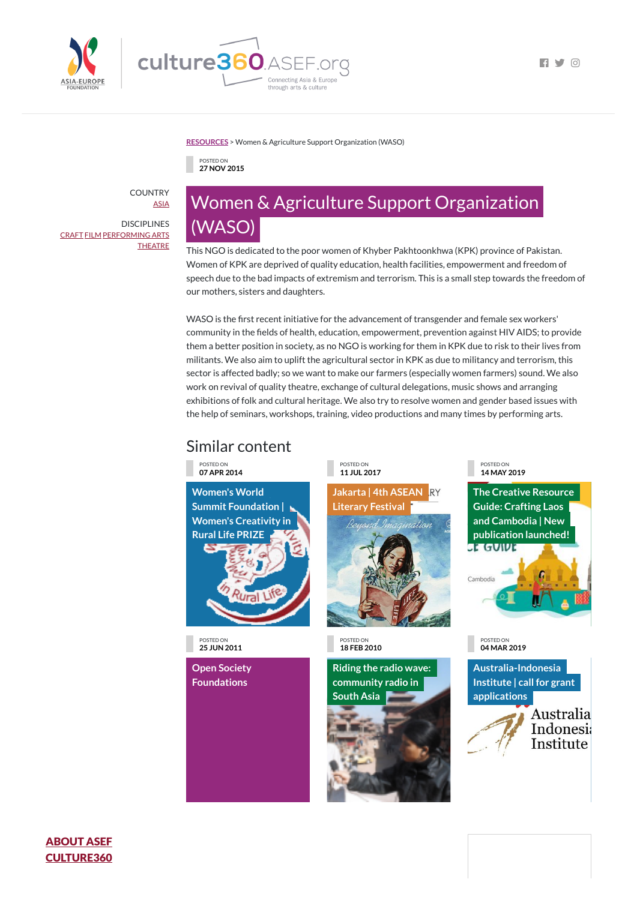RESOURCES > Women & Agriculture Support Organization (WASO)

POSTED ON
27 NOV 2015

COUNTRY
ASIA

DISCIPLINES
CRAFT FILM PERFORMING ARTS
THEATRE

# Women & Agriculture Support Organization (WASO)

This NGO is dedicated to the poor women of Khyber Pakhtoonkhwa (KPK) province of Pakistan. Women of KPK are deprived of quality education, health facilities, empowerment and freedom of speech due to the bad impacts of extremism and terrorism. This is a small step towards the freedom of our mothers, sisters and daughters.

WASO is the first recent initiative for the advancement of transgender and female sex workers' community in the fields of health, education, empowerment, prevention against HIV AIDS; to provide them a better position in society, as no NGO is working for them in KPK due to risk to their lives from militants. We also aim to uplift the agricultural sector in KPK as due to militancy and terrorism, this sector is affected badly; so we want to make our farmers (especially women farmers) sound. We also work on revival of quality theatre, exchange of cultural delegations, music shows and arranging exhibitions of folk and cultural heritage. We also try to resolve women and gender based issues with the help of seminars, workshops, training, video productions and many times by performing arts.

## Similar content

POSTED ON
07 APR 2014
**Women's World Summit Foundation | Women's Creativity in Rural Life PRIZE**

POSTED ON
11 JUL 2017
**Jakarta | 4th ASEAN Literary Festival**

POSTED ON
14 MAY 2019
**The Creative Resource Guide: Crafting Laos and Cambodia | New publication launched!**

POSTED ON
25 JUN 2011
**Open Society Foundations**

POSTED ON
18 FEB 2010
**Riding the radio wave: community radio in South Asia**

POSTED ON
04 MAR 2019
**Australia-Indonesia Institute | call for grant applications**

ABOUT ASEF
CULTURE360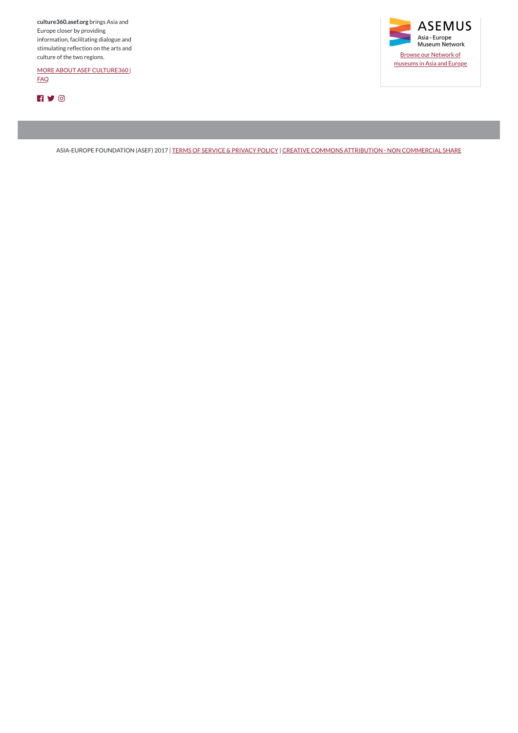**culture360.asef.org** brings Asia and Europe closer by providing information, facilitating dialogue and stimulating reflection on the arts and culture of the two regions.

MORE ABOUT ASEF CULTURE360 | FAQ

ASEMUS
Asia - Europe
Museum Network

Browse our Network of museums in Asia and Europe

ASIA-EUROPE FOUNDATION (ASEF) 2017 | TERMS OF SERVICE & PRIVACY POLICY | CREATIVE COMMONS ATTRIBUTION - NON COMMERCIAL SHARE